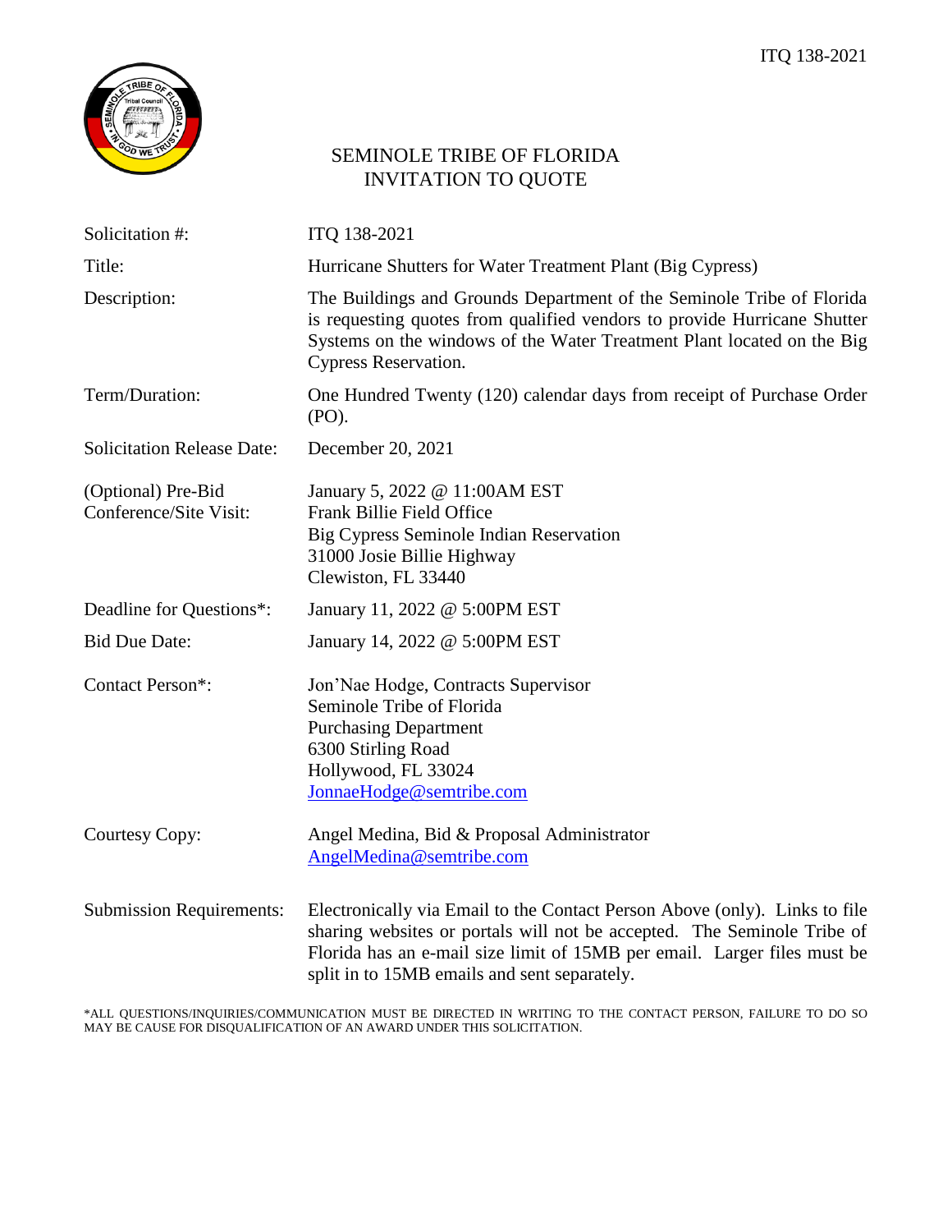# SEMINOLE TRIBE OF FLORIDA
## INVITATION TO QUOTE

| | |
|---|---|
| Solicitation #: | ITQ 138-2021 |
| Title: | Hurricane Shutters for Water Treatment Plant (Big Cypress) |
| Description: | The Buildings and Grounds Department of the Seminole Tribe of Florida is requesting quotes from qualified vendors to provide Hurricane Shutter Systems on the windows of the Water Treatment Plant located on the Big Cypress Reservation. |
| Term/Duration: | One Hundred Twenty (120) calendar days from receipt of Purchase Order (PO). |
| Solicitation Release Date: | December 20, 2021 |
| (Optional) Pre-Bid Conference/Site Visit: | January 5, 2022 @ 11:00AM EST<br>Frank Billie Field Office<br>Big Cypress Seminole Indian Reservation<br>31000 Josie Billie Highway<br>Clewiston, FL 33440 |
| Deadline for Questions*: | January 11, 2022 @ 5:00PM EST |
| Bid Due Date: | January 14, 2022 @ 5:00PM EST |
| Contact Person*: | Jon'Nae Hodge, Contracts Supervisor<br>Seminole Tribe of Florida<br>Purchasing Department<br>6300 Stirling Road<br>Hollywood, FL 33024<br>JonnaeHodge@semtribe.com |
| Courtesy Copy: | Angel Medina, Bid & Proposal Administrator<br>AngelMedina@semtribe.com |
| Submission Requirements: | Electronically via Email to the Contact Person Above (only). Links to file sharing websites or portals will not be accepted. The Seminole Tribe of Florida has an e-mail size limit of 15MB per email. Larger files must be split in to 15MB emails and sent separately. |

*ALL QUESTIONS/INQUIRIES/COMMUNICATION MUST BE DIRECTED IN WRITING TO THE CONTACT PERSON, FAILURE TO DO SO MAY BE CAUSE FOR DISQUALIFICATION OF AN AWARD UNDER THIS SOLICITATION.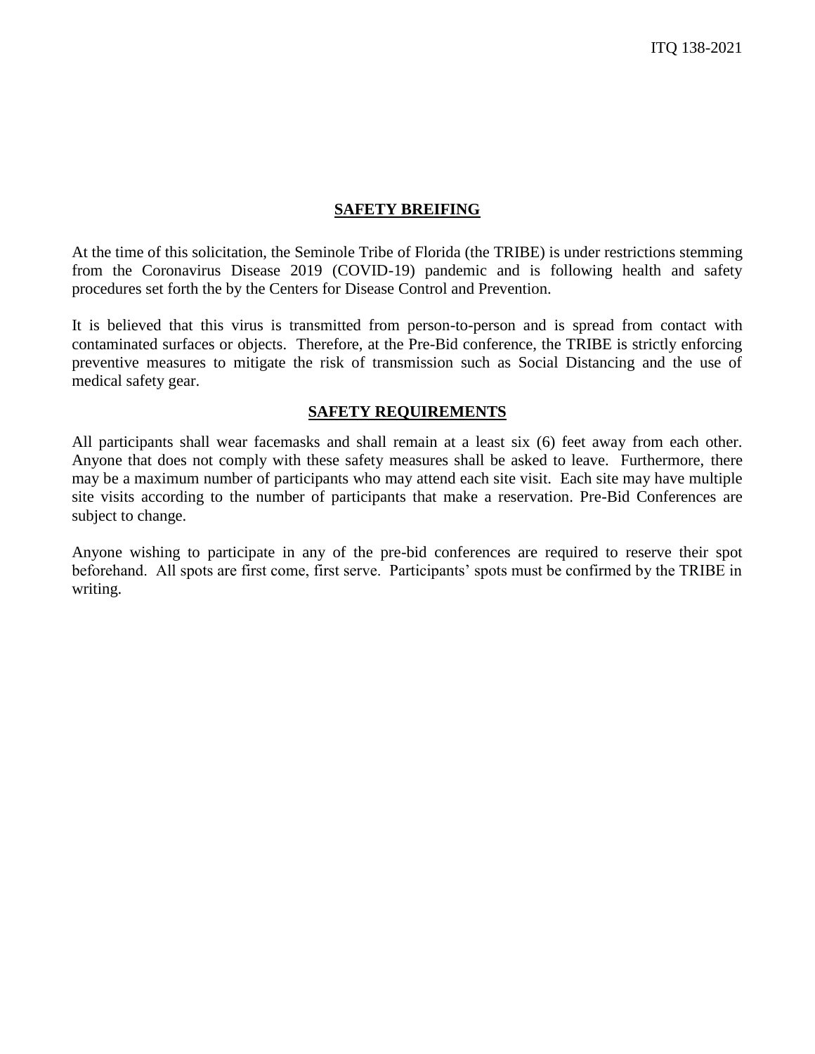## SAFETY BREIFING

At the time of this solicitation, the Seminole Tribe of Florida (the TRIBE) is under restrictions stemming from the Coronavirus Disease 2019 (COVID-19) pandemic and is following health and safety procedures set forth the by the Centers for Disease Control and Prevention.

It is believed that this virus is transmitted from person-to-person and is spread from contact with contaminated surfaces or objects. Therefore, at the Pre-Bid conference, the TRIBE is strictly enforcing preventive measures to mitigate the risk of transmission such as Social Distancing and the use of medical safety gear.

## SAFETY REQUIREMENTS

All participants shall wear facemasks and shall remain at a least six (6) feet away from each other. Anyone that does not comply with these safety measures shall be asked to leave. Furthermore, there may be a maximum number of participants who may attend each site visit. Each site may have multiple site visits according to the number of participants that make a reservation. Pre-Bid Conferences are subject to change.

Anyone wishing to participate in any of the pre-bid conferences are required to reserve their spot beforehand. All spots are first come, first serve. Participants' spots must be confirmed by the TRIBE in writing.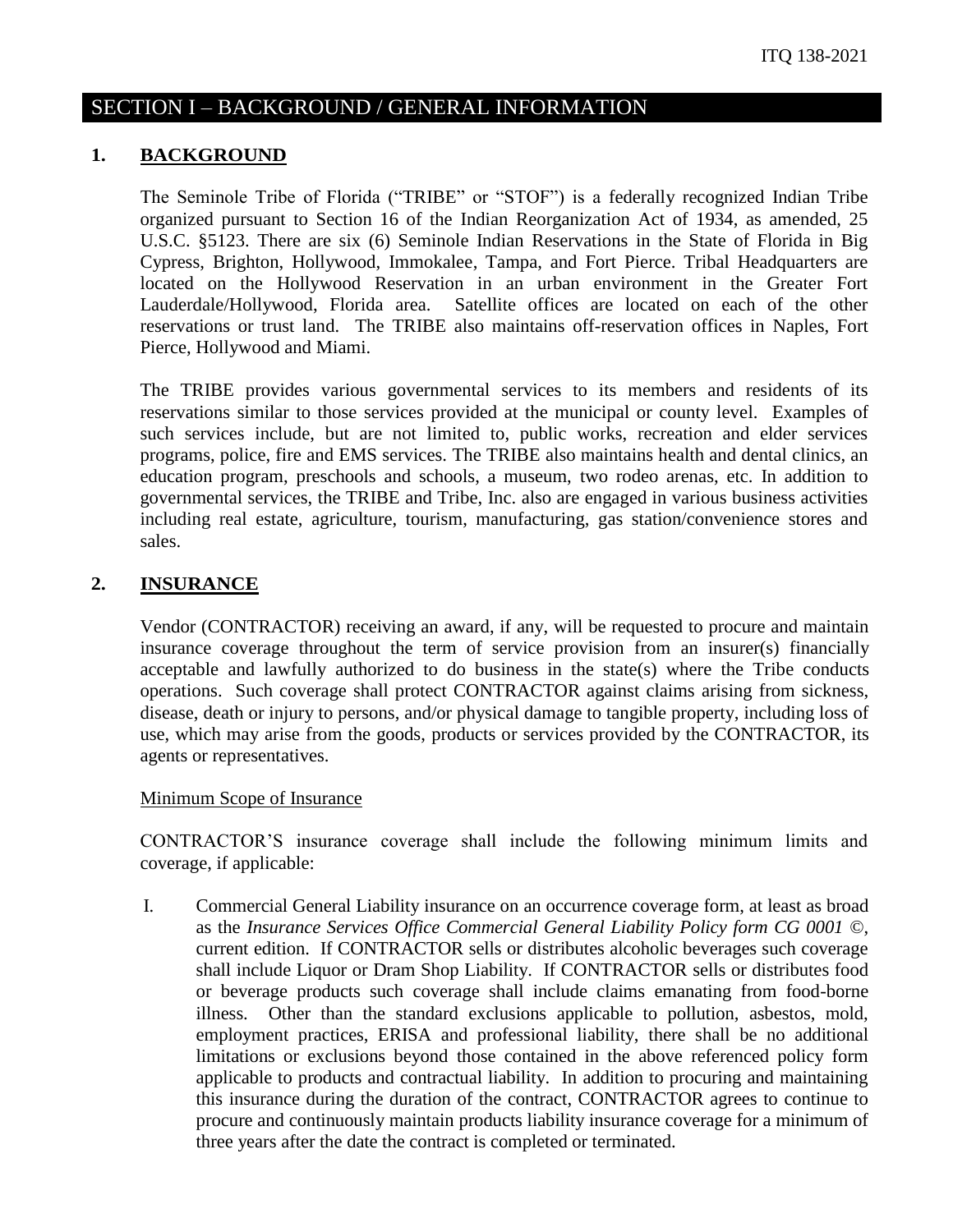## SECTION I – BACKGROUND / GENERAL INFORMATION

### 1. BACKGROUND

The Seminole Tribe of Florida ("TRIBE" or "STOF") is a federally recognized Indian Tribe organized pursuant to Section 16 of the Indian Reorganization Act of 1934, as amended, 25 U.S.C. §5123. There are six (6) Seminole Indian Reservations in the State of Florida in Big Cypress, Brighton, Hollywood, Immokalee, Tampa, and Fort Pierce. Tribal Headquarters are located on the Hollywood Reservation in an urban environment in the Greater Fort Lauderdale/Hollywood, Florida area. Satellite offices are located on each of the other reservations or trust land. The TRIBE also maintains off-reservation offices in Naples, Fort Pierce, Hollywood and Miami.

The TRIBE provides various governmental services to its members and residents of its reservations similar to those services provided at the municipal or county level. Examples of such services include, but are not limited to, public works, recreation and elder services programs, police, fire and EMS services. The TRIBE also maintains health and dental clinics, an education program, preschools and schools, a museum, two rodeo arenas, etc. In addition to governmental services, the TRIBE and Tribe, Inc. also are engaged in various business activities including real estate, agriculture, tourism, manufacturing, gas station/convenience stores and sales.

### 2. INSURANCE

Vendor (CONTRACTOR) receiving an award, if any, will be requested to procure and maintain insurance coverage throughout the term of service provision from an insurer(s) financially acceptable and lawfully authorized to do business in the state(s) where the Tribe conducts operations. Such coverage shall protect CONTRACTOR against claims arising from sickness, disease, death or injury to persons, and/or physical damage to tangible property, including loss of use, which may arise from the goods, products or services provided by the CONTRACTOR, its agents or representatives.

Minimum Scope of Insurance

CONTRACTOR'S insurance coverage shall include the following minimum limits and coverage, if applicable:

I. Commercial General Liability insurance on an occurrence coverage form, at least as broad as the *Insurance Services Office Commercial General Liability Policy form CG 0001 ©*, current edition. If CONTRACTOR sells or distributes alcoholic beverages such coverage shall include Liquor or Dram Shop Liability. If CONTRACTOR sells or distributes food or beverage products such coverage shall include claims emanating from food-borne illness. Other than the standard exclusions applicable to pollution, asbestos, mold, employment practices, ERISA and professional liability, there shall be no additional limitations or exclusions beyond those contained in the above referenced policy form applicable to products and contractual liability. In addition to procuring and maintaining this insurance during the duration of the contract, CONTRACTOR agrees to continue to procure and continuously maintain products liability insurance coverage for a minimum of three years after the date the contract is completed or terminated.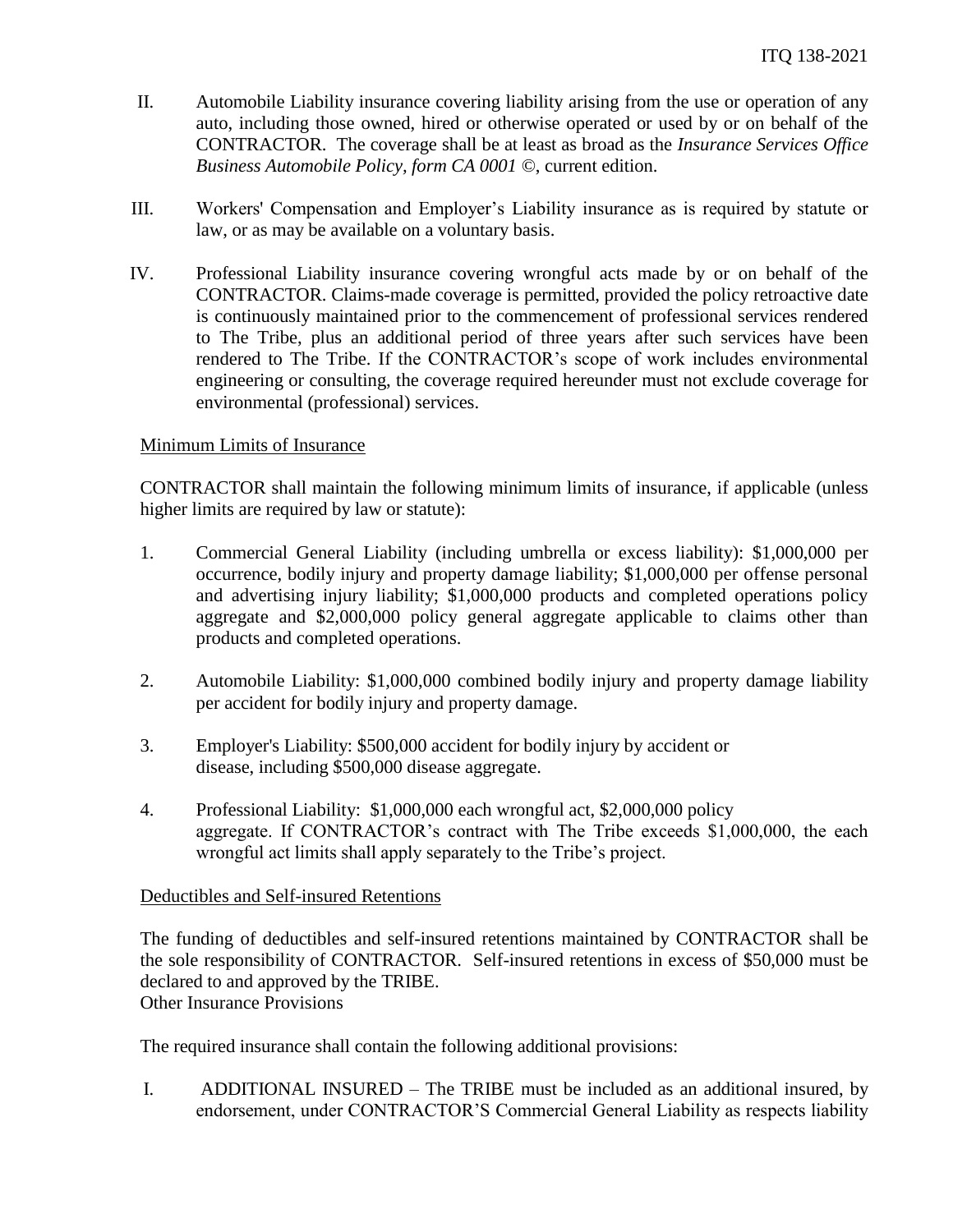II. Automobile Liability insurance covering liability arising from the use or operation of any auto, including those owned, hired or otherwise operated or used by or on behalf of the CONTRACTOR. The coverage shall be at least as broad as the *Insurance Services Office Business Automobile Policy, form CA 0001* ©, current edition.

III. Workers' Compensation and Employer's Liability insurance as is required by statute or law, or as may be available on a voluntary basis.

IV. Professional Liability insurance covering wrongful acts made by or on behalf of the CONTRACTOR. Claims-made coverage is permitted, provided the policy retroactive date is continuously maintained prior to the commencement of professional services rendered to The Tribe, plus an additional period of three years after such services have been rendered to The Tribe. If the CONTRACTOR's scope of work includes environmental engineering or consulting, the coverage required hereunder must not exclude coverage for environmental (professional) services.

<u>Minimum Limits of Insurance</u>

CONTRACTOR shall maintain the following minimum limits of insurance, if applicable (unless higher limits are required by law or statute):

1. Commercial General Liability (including umbrella or excess liability): $1,000,000 per occurrence, bodily injury and property damage liability; $1,000,000 per offense personal and advertising injury liability; $1,000,000 products and completed operations policy aggregate and $2,000,000 policy general aggregate applicable to claims other than products and completed operations.

2. Automobile Liability: $1,000,000 combined bodily injury and property damage liability per accident for bodily injury and property damage.

3. Employer's Liability: $500,000 accident for bodily injury by accident or disease, including $500,000 disease aggregate.

4. Professional Liability: $1,000,000 each wrongful act, $2,000,000 policy aggregate. If CONTRACTOR's contract with The Tribe exceeds $1,000,000, the each wrongful act limits shall apply separately to the Tribe's project.

<u>Deductibles and Self-insured Retentions</u>

The funding of deductibles and self-insured retentions maintained by CONTRACTOR shall be the sole responsibility of CONTRACTOR. Self-insured retentions in excess of $50,000 must be declared to and approved by the TRIBE.

Other Insurance Provisions

The required insurance shall contain the following additional provisions:

I. ADDITIONAL INSURED – The TRIBE must be included as an additional insured, by endorsement, under CONTRACTOR'S Commercial General Liability as respects liability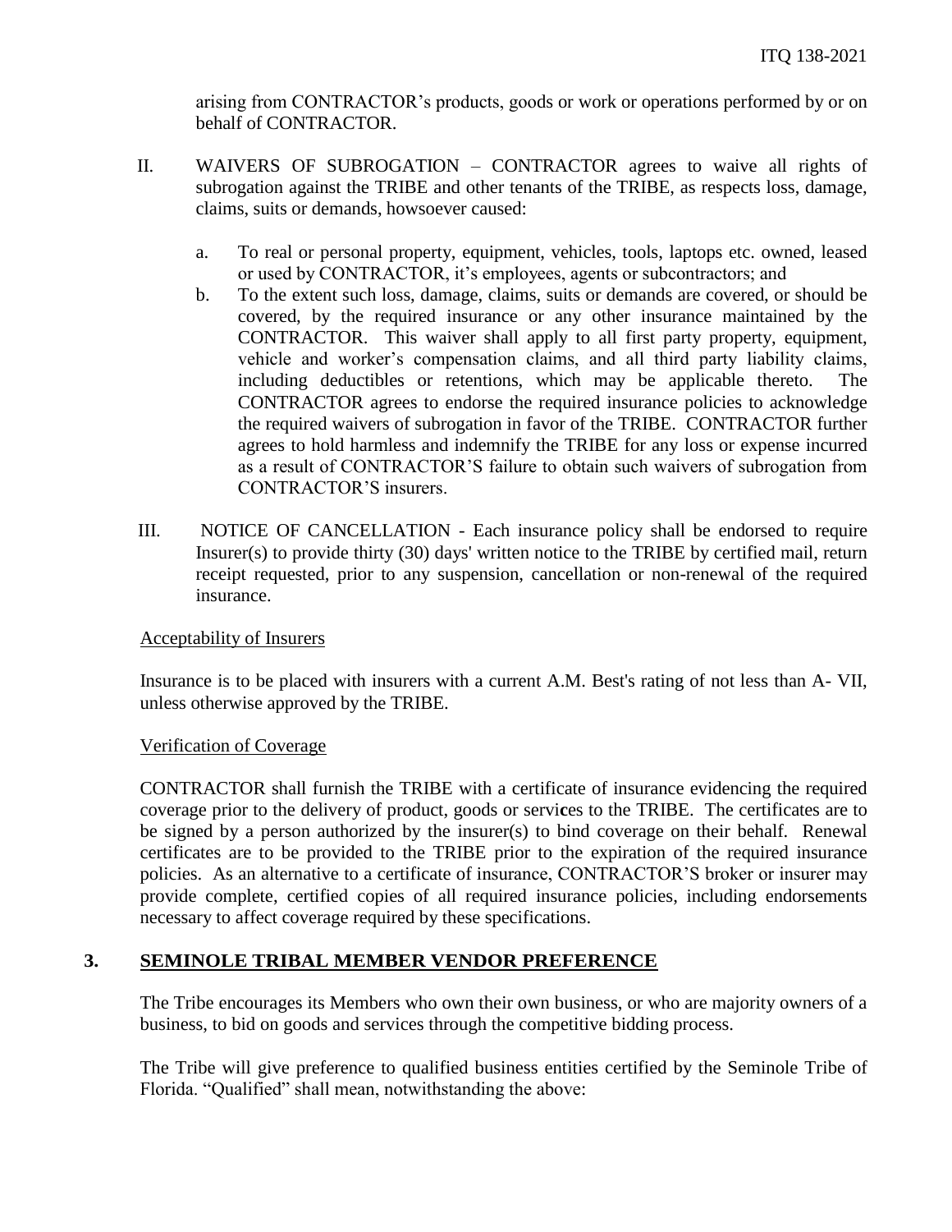arising from CONTRACTOR's products, goods or work or operations performed by or on behalf of CONTRACTOR.

II. WAIVERS OF SUBROGATION – CONTRACTOR agrees to waive all rights of subrogation against the TRIBE and other tenants of the TRIBE, as respects loss, damage, claims, suits or demands, howsoever caused:

   a. To real or personal property, equipment, vehicles, tools, laptops etc. owned, leased or used by CONTRACTOR, it's employees, agents or subcontractors; and
   b. To the extent such loss, damage, claims, suits or demands are covered, or should be covered, by the required insurance or any other insurance maintained by the CONTRACTOR. This waiver shall apply to all first party property, equipment, vehicle and worker's compensation claims, and all third party liability claims, including deductibles or retentions, which may be applicable thereto. The CONTRACTOR agrees to endorse the required insurance policies to acknowledge the required waivers of subrogation in favor of the TRIBE. CONTRACTOR further agrees to hold harmless and indemnify the TRIBE for any loss or expense incurred as a result of CONTRACTOR'S failure to obtain such waivers of subrogation from CONTRACTOR'S insurers.

III. NOTICE OF CANCELLATION - Each insurance policy shall be endorsed to require Insurer(s) to provide thirty (30) days' written notice to the TRIBE by certified mail, return receipt requested, prior to any suspension, cancellation or non-renewal of the required insurance.

Acceptability of Insurers

Insurance is to be placed with insurers with a current A.M. Best's rating of not less than A- VII, unless otherwise approved by the TRIBE.

Verification of Coverage

CONTRACTOR shall furnish the TRIBE with a certificate of insurance evidencing the required coverage prior to the delivery of product, goods or services to the TRIBE. The certificates are to be signed by a person authorized by the insurer(s) to bind coverage on their behalf. Renewal certificates are to be provided to the TRIBE prior to the expiration of the required insurance policies. As an alternative to a certificate of insurance, CONTRACTOR'S broker or insurer may provide complete, certified copies of all required insurance policies, including endorsements necessary to affect coverage required by these specifications.

## 3. SEMINOLE TRIBAL MEMBER VENDOR PREFERENCE

The Tribe encourages its Members who own their own business, or who are majority owners of a business, to bid on goods and services through the competitive bidding process.

The Tribe will give preference to qualified business entities certified by the Seminole Tribe of Florida. "Qualified" shall mean, notwithstanding the above: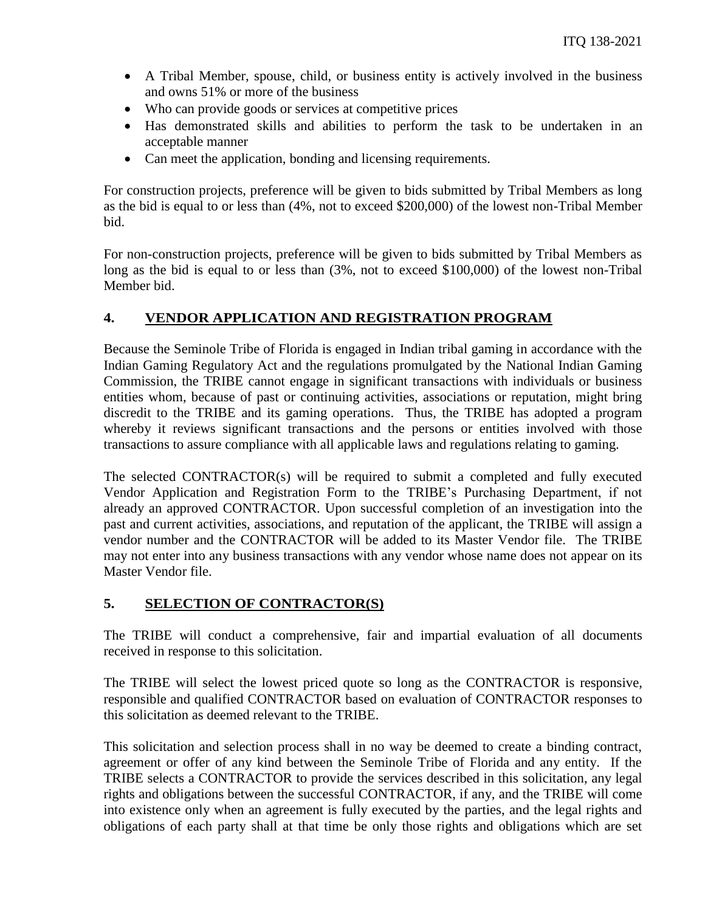- A Tribal Member, spouse, child, or business entity is actively involved in the business and owns 51% or more of the business
- Who can provide goods or services at competitive prices
- Has demonstrated skills and abilities to perform the task to be undertaken in an acceptable manner
- Can meet the application, bonding and licensing requirements.

For construction projects, preference will be given to bids submitted by Tribal Members as long as the bid is equal to or less than (4%, not to exceed $200,000) of the lowest non-Tribal Member bid.

For non-construction projects, preference will be given to bids submitted by Tribal Members as long as the bid is equal to or less than (3%, not to exceed $100,000) of the lowest non-Tribal Member bid.

## 4. VENDOR APPLICATION AND REGISTRATION PROGRAM

Because the Seminole Tribe of Florida is engaged in Indian tribal gaming in accordance with the Indian Gaming Regulatory Act and the regulations promulgated by the National Indian Gaming Commission, the TRIBE cannot engage in significant transactions with individuals or business entities whom, because of past or continuing activities, associations or reputation, might bring discredit to the TRIBE and its gaming operations. Thus, the TRIBE has adopted a program whereby it reviews significant transactions and the persons or entities involved with those transactions to assure compliance with all applicable laws and regulations relating to gaming.

The selected CONTRACTOR(s) will be required to submit a completed and fully executed Vendor Application and Registration Form to the TRIBE's Purchasing Department, if not already an approved CONTRACTOR. Upon successful completion of an investigation into the past and current activities, associations, and reputation of the applicant, the TRIBE will assign a vendor number and the CONTRACTOR will be added to its Master Vendor file. The TRIBE may not enter into any business transactions with any vendor whose name does not appear on its Master Vendor file.

## 5. SELECTION OF CONTRACTOR(S)

The TRIBE will conduct a comprehensive, fair and impartial evaluation of all documents received in response to this solicitation.

The TRIBE will select the lowest priced quote so long as the CONTRACTOR is responsive, responsible and qualified CONTRACTOR based on evaluation of CONTRACTOR responses to this solicitation as deemed relevant to the TRIBE.

This solicitation and selection process shall in no way be deemed to create a binding contract, agreement or offer of any kind between the Seminole Tribe of Florida and any entity. If the TRIBE selects a CONTRACTOR to provide the services described in this solicitation, any legal rights and obligations between the successful CONTRACTOR, if any, and the TRIBE will come into existence only when an agreement is fully executed by the parties, and the legal rights and obligations of each party shall at that time be only those rights and obligations which are set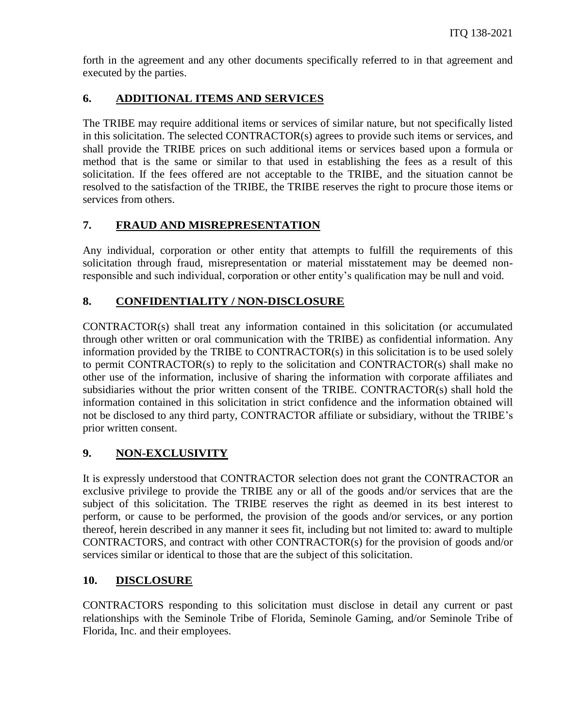forth in the agreement and any other documents specifically referred to in that agreement and executed by the parties.

## 6. ADDITIONAL ITEMS AND SERVICES

The TRIBE may require additional items or services of similar nature, but not specifically listed in this solicitation. The selected CONTRACTOR(s) agrees to provide such items or services, and shall provide the TRIBE prices on such additional items or services based upon a formula or method that is the same or similar to that used in establishing the fees as a result of this solicitation. If the fees offered are not acceptable to the TRIBE, and the situation cannot be resolved to the satisfaction of the TRIBE, the TRIBE reserves the right to procure those items or services from others.

## 7. FRAUD AND MISREPRESENTATION

Any individual, corporation or other entity that attempts to fulfill the requirements of this solicitation through fraud, misrepresentation or material misstatement may be deemed non-responsible and such individual, corporation or other entity's qualification may be null and void.

## 8. CONFIDENTIALITY / NON-DISCLOSURE

CONTRACTOR(s) shall treat any information contained in this solicitation (or accumulated through other written or oral communication with the TRIBE) as confidential information. Any information provided by the TRIBE to CONTRACTOR(s) in this solicitation is to be used solely to permit CONTRACTOR(s) to reply to the solicitation and CONTRACTOR(s) shall make no other use of the information, inclusive of sharing the information with corporate affiliates and subsidiaries without the prior written consent of the TRIBE. CONTRACTOR(s) shall hold the information contained in this solicitation in strict confidence and the information obtained will not be disclosed to any third party, CONTRACTOR affiliate or subsidiary, without the TRIBE's prior written consent.

## 9. NON-EXCLUSIVITY

It is expressly understood that CONTRACTOR selection does not grant the CONTRACTOR an exclusive privilege to provide the TRIBE any or all of the goods and/or services that are the subject of this solicitation. The TRIBE reserves the right as deemed in its best interest to perform, or cause to be performed, the provision of the goods and/or services, or any portion thereof, herein described in any manner it sees fit, including but not limited to: award to multiple CONTRACTORS, and contract with other CONTRACTOR(s) for the provision of goods and/or services similar or identical to those that are the subject of this solicitation.

## 10. DISCLOSURE

CONTRACTORS responding to this solicitation must disclose in detail any current or past relationships with the Seminole Tribe of Florida, Seminole Gaming, and/or Seminole Tribe of Florida, Inc. and their employees.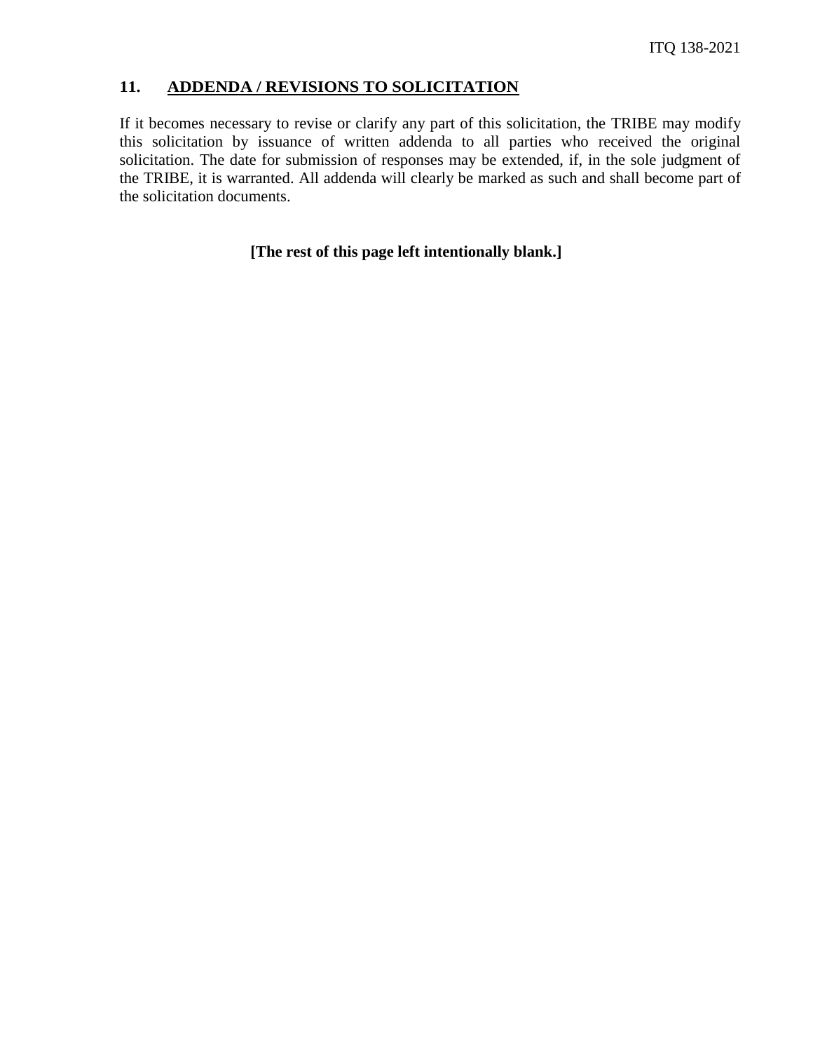## 11. ADDENDA / REVISIONS TO SOLICITATION

If it becomes necessary to revise or clarify any part of this solicitation, the TRIBE may modify this solicitation by issuance of written addenda to all parties who received the original solicitation. The date for submission of responses may be extended, if, in the sole judgment of the TRIBE, it is warranted. All addenda will clearly be marked as such and shall become part of the solicitation documents.

**[The rest of this page left intentionally blank.]**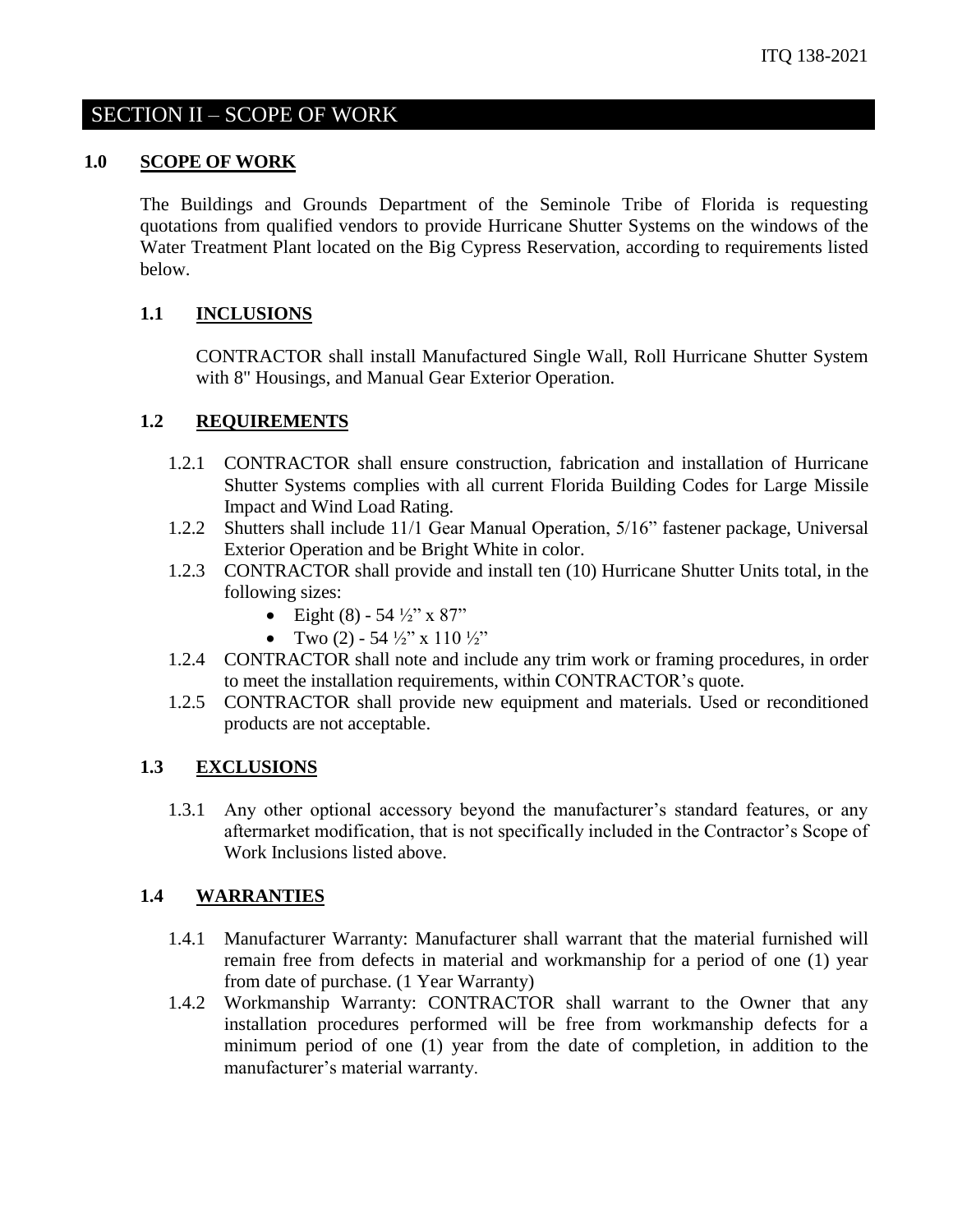# SECTION II – SCOPE OF WORK

## 1.0 SCOPE OF WORK

The Buildings and Grounds Department of the Seminole Tribe of Florida is requesting quotations from qualified vendors to provide Hurricane Shutter Systems on the windows of the Water Treatment Plant located on the Big Cypress Reservation, according to requirements listed below.

### 1.1 INCLUSIONS

CONTRACTOR shall install Manufactured Single Wall, Roll Hurricane Shutter System with 8" Housings, and Manual Gear Exterior Operation.

### 1.2 REQUIREMENTS

1.2.1 CONTRACTOR shall ensure construction, fabrication and installation of Hurricane Shutter Systems complies with all current Florida Building Codes for Large Missile Impact and Wind Load Rating.

1.2.2 Shutters shall include 11/1 Gear Manual Operation, 5/16" fastener package, Universal Exterior Operation and be Bright White in color.

1.2.3 CONTRACTOR shall provide and install ten (10) Hurricane Shutter Units total, in the following sizes:

- Eight (8) - 54 ½" x 87"
- Two (2) - 54 ½" x 110 ½"

1.2.4 CONTRACTOR shall note and include any trim work or framing procedures, in order to meet the installation requirements, within CONTRACTOR's quote.

1.2.5 CONTRACTOR shall provide new equipment and materials. Used or reconditioned products are not acceptable.

### 1.3 EXCLUSIONS

1.3.1 Any other optional accessory beyond the manufacturer's standard features, or any aftermarket modification, that is not specifically included in the Contractor's Scope of Work Inclusions listed above.

### 1.4 WARRANTIES

1.4.1 Manufacturer Warranty: Manufacturer shall warrant that the material furnished will remain free from defects in material and workmanship for a period of one (1) year from date of purchase. (1 Year Warranty)

1.4.2 Workmanship Warranty: CONTRACTOR shall warrant to the Owner that any installation procedures performed will be free from workmanship defects for a minimum period of one (1) year from the date of completion, in addition to the manufacturer's material warranty.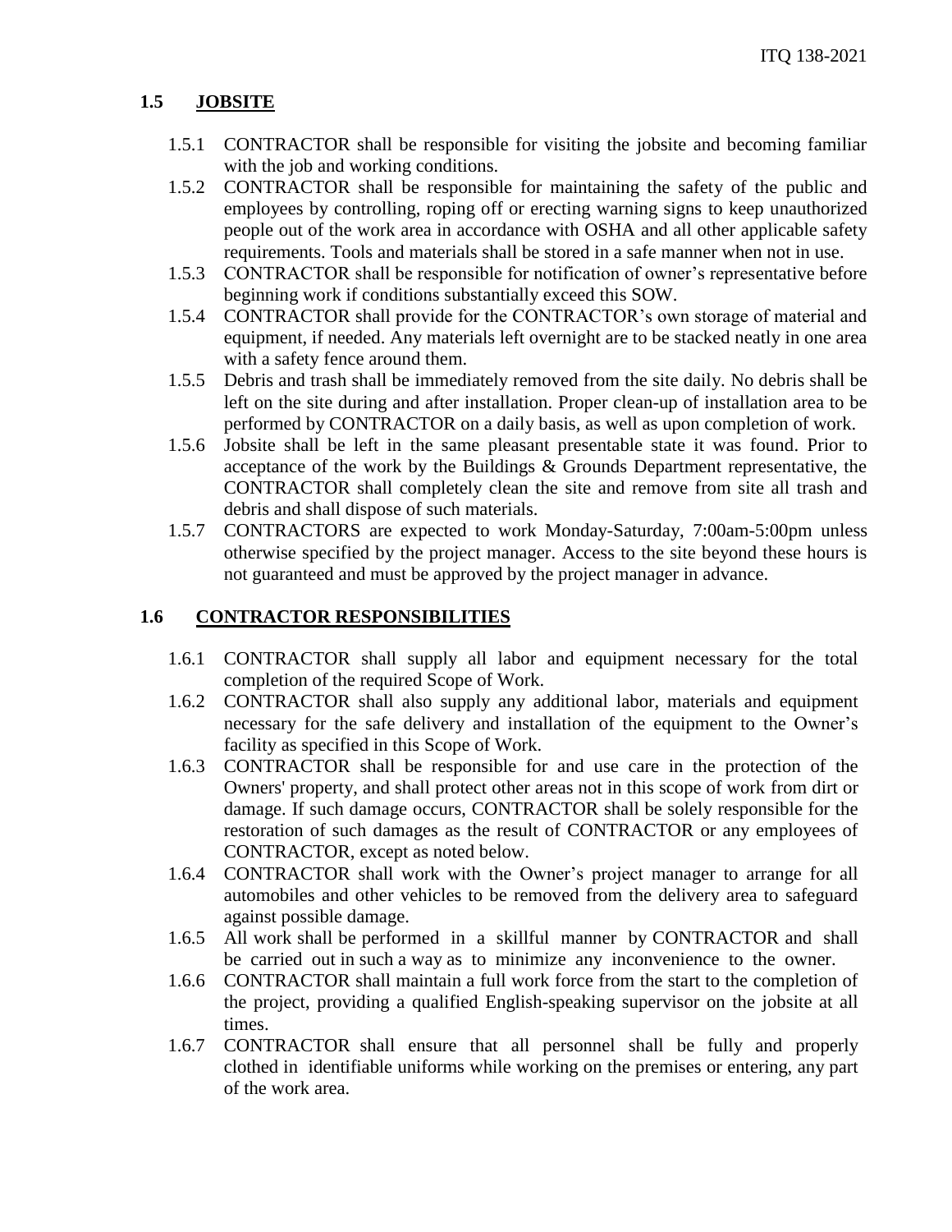## 1.5 JOBSITE

1.5.1 CONTRACTOR shall be responsible for visiting the jobsite and becoming familiar with the job and working conditions.

1.5.2 CONTRACTOR shall be responsible for maintaining the safety of the public and employees by controlling, roping off or erecting warning signs to keep unauthorized people out of the work area in accordance with OSHA and all other applicable safety requirements. Tools and materials shall be stored in a safe manner when not in use.

1.5.3 CONTRACTOR shall be responsible for notification of owner's representative before beginning work if conditions substantially exceed this SOW.

1.5.4 CONTRACTOR shall provide for the CONTRACTOR's own storage of material and equipment, if needed. Any materials left overnight are to be stacked neatly in one area with a safety fence around them.

1.5.5 Debris and trash shall be immediately removed from the site daily. No debris shall be left on the site during and after installation. Proper clean-up of installation area to be performed by CONTRACTOR on a daily basis, as well as upon completion of work.

1.5.6 Jobsite shall be left in the same pleasant presentable state it was found. Prior to acceptance of the work by the Buildings & Grounds Department representative, the CONTRACTOR shall completely clean the site and remove from site all trash and debris and shall dispose of such materials.

1.5.7 CONTRACTORS are expected to work Monday-Saturday, 7:00am-5:00pm unless otherwise specified by the project manager. Access to the site beyond these hours is not guaranteed and must be approved by the project manager in advance.

## 1.6 CONTRACTOR RESPONSIBILITIES

1.6.1 CONTRACTOR shall supply all labor and equipment necessary for the total completion of the required Scope of Work.

1.6.2 CONTRACTOR shall also supply any additional labor, materials and equipment necessary for the safe delivery and installation of the equipment to the Owner's facility as specified in this Scope of Work.

1.6.3 CONTRACTOR shall be responsible for and use care in the protection of the Owners' property, and shall protect other areas not in this scope of work from dirt or damage. If such damage occurs, CONTRACTOR shall be solely responsible for the restoration of such damages as the result of CONTRACTOR or any employees of CONTRACTOR, except as noted below.

1.6.4 CONTRACTOR shall work with the Owner's project manager to arrange for all automobiles and other vehicles to be removed from the delivery area to safeguard against possible damage.

1.6.5 All work shall be performed in a skillful manner by CONTRACTOR and shall be carried out in such a way as to minimize any inconvenience to the owner.

1.6.6 CONTRACTOR shall maintain a full work force from the start to the completion of the project, providing a qualified English-speaking supervisor on the jobsite at all times.

1.6.7 CONTRACTOR shall ensure that all personnel shall be fully and properly clothed in identifiable uniforms while working on the premises or entering, any part of the work area.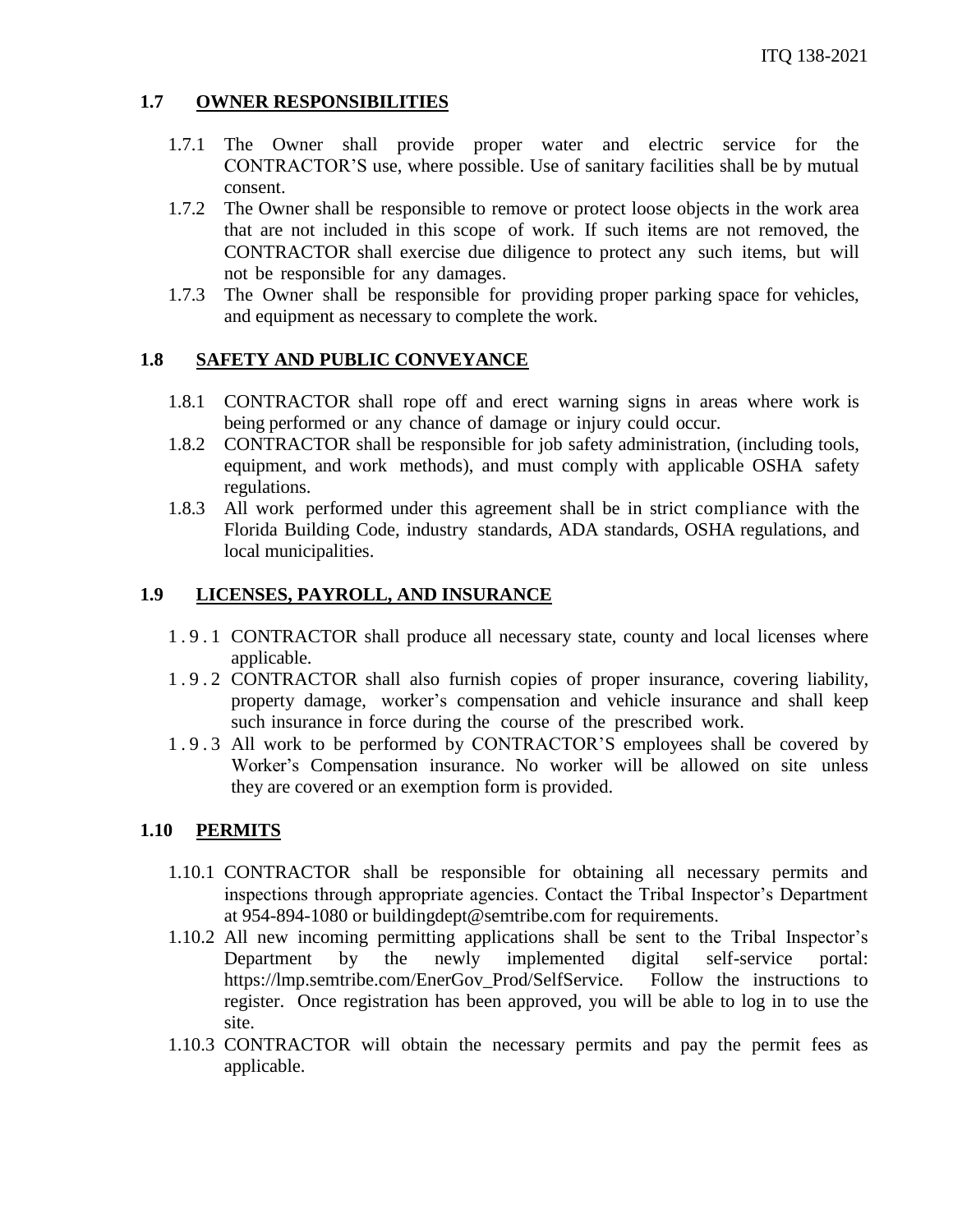## 1.7 OWNER RESPONSIBILITIES

- 1.7.1 The Owner shall provide proper water and electric service for the CONTRACTOR'S use, where possible. Use of sanitary facilities shall be by mutual consent.
- 1.7.2 The Owner shall be responsible to remove or protect loose objects in the work area that are not included in this scope of work. If such items are not removed, the CONTRACTOR shall exercise due diligence to protect any such items, but will not be responsible for any damages.
- 1.7.3 The Owner shall be responsible for providing proper parking space for vehicles, and equipment as necessary to complete the work.

## 1.8 SAFETY AND PUBLIC CONVEYANCE

- 1.8.1 CONTRACTOR shall rope off and erect warning signs in areas where work is being performed or any chance of damage or injury could occur.
- 1.8.2 CONTRACTOR shall be responsible for job safety administration, (including tools, equipment, and work methods), and must comply with applicable OSHA safety regulations.
- 1.8.3 All work performed under this agreement shall be in strict compliance with the Florida Building Code, industry standards, ADA standards, OSHA regulations, and local municipalities.

## 1.9 LICENSES, PAYROLL, AND INSURANCE

- 1.9.1 CONTRACTOR shall produce all necessary state, county and local licenses where applicable.
- 1.9.2 CONTRACTOR shall also furnish copies of proper insurance, covering liability, property damage, worker's compensation and vehicle insurance and shall keep such insurance in force during the course of the prescribed work.
- 1.9.3 All work to be performed by CONTRACTOR'S employees shall be covered by Worker's Compensation insurance. No worker will be allowed on site unless they are covered or an exemption form is provided.

## 1.10 PERMITS

- 1.10.1 CONTRACTOR shall be responsible for obtaining all necessary permits and inspections through appropriate agencies. Contact the Tribal Inspector's Department at 954-894-1080 or buildingdept@semtribe.com for requirements.
- 1.10.2 All new incoming permitting applications shall be sent to the Tribal Inspector's Department by the newly implemented digital self-service portal: https://lmp.semtribe.com/EnerGov_Prod/SelfService. Follow the instructions to register. Once registration has been approved, you will be able to log in to use the site.
- 1.10.3 CONTRACTOR will obtain the necessary permits and pay the permit fees as applicable.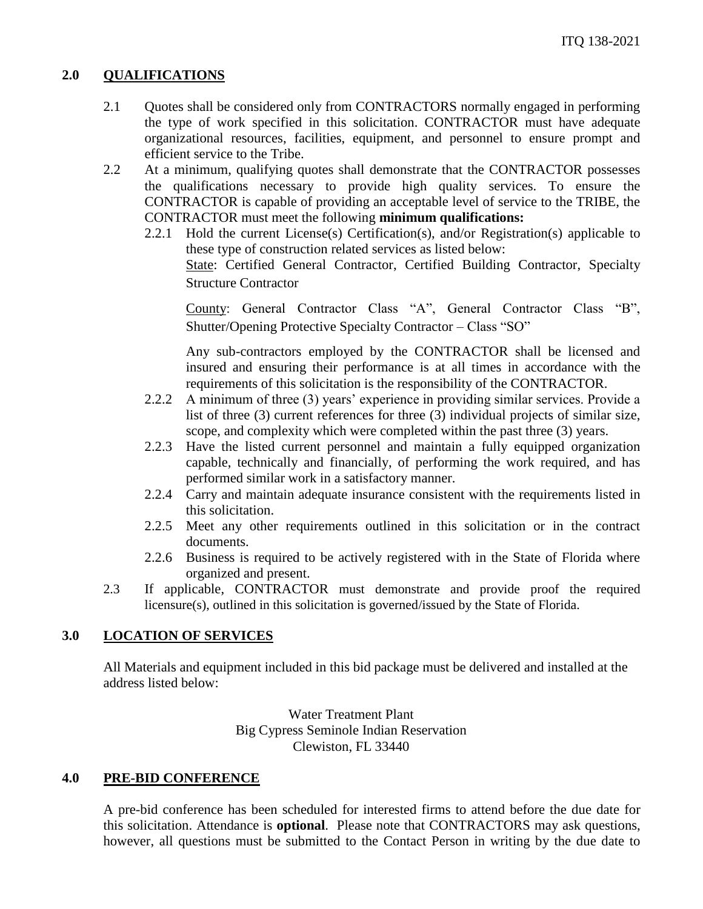## 2.0 QUALIFICATIONS

2.1 Quotes shall be considered only from CONTRACTORS normally engaged in performing the type of work specified in this solicitation. CONTRACTOR must have adequate organizational resources, facilities, equipment, and personnel to ensure prompt and efficient service to the Tribe.

2.2 At a minimum, qualifying quotes shall demonstrate that the CONTRACTOR possesses the qualifications necessary to provide high quality services. To ensure the CONTRACTOR is capable of providing an acceptable level of service to the TRIBE, the CONTRACTOR must meet the following **minimum qualifications:**

2.2.1 Hold the current License(s) Certification(s), and/or Registration(s) applicable to these type of construction related services as listed below:

State: Certified General Contractor, Certified Building Contractor, Specialty Structure Contractor

County: General Contractor Class "A", General Contractor Class "B", Shutter/Opening Protective Specialty Contractor – Class "SO"

Any sub-contractors employed by the CONTRACTOR shall be licensed and insured and ensuring their performance is at all times in accordance with the requirements of this solicitation is the responsibility of the CONTRACTOR.

2.2.2 A minimum of three (3) years' experience in providing similar services. Provide a list of three (3) current references for three (3) individual projects of similar size, scope, and complexity which were completed within the past three (3) years.

2.2.3 Have the listed current personnel and maintain a fully equipped organization capable, technically and financially, of performing the work required, and has performed similar work in a satisfactory manner.

2.2.4 Carry and maintain adequate insurance consistent with the requirements listed in this solicitation.

2.2.5 Meet any other requirements outlined in this solicitation or in the contract documents.

2.2.6 Business is required to be actively registered with in the State of Florida where organized and present.

2.3 If applicable, CONTRACTOR must demonstrate and provide proof the required licensure(s), outlined in this solicitation is governed/issued by the State of Florida.

## 3.0 LOCATION OF SERVICES

All Materials and equipment included in this bid package must be delivered and installed at the address listed below:

Water Treatment Plant
Big Cypress Seminole Indian Reservation
Clewiston, FL 33440

## 4.0 PRE-BID CONFERENCE

A pre-bid conference has been scheduled for interested firms to attend before the due date for this solicitation. Attendance is **optional**. Please note that CONTRACTORS may ask questions, however, all questions must be submitted to the Contact Person in writing by the due date to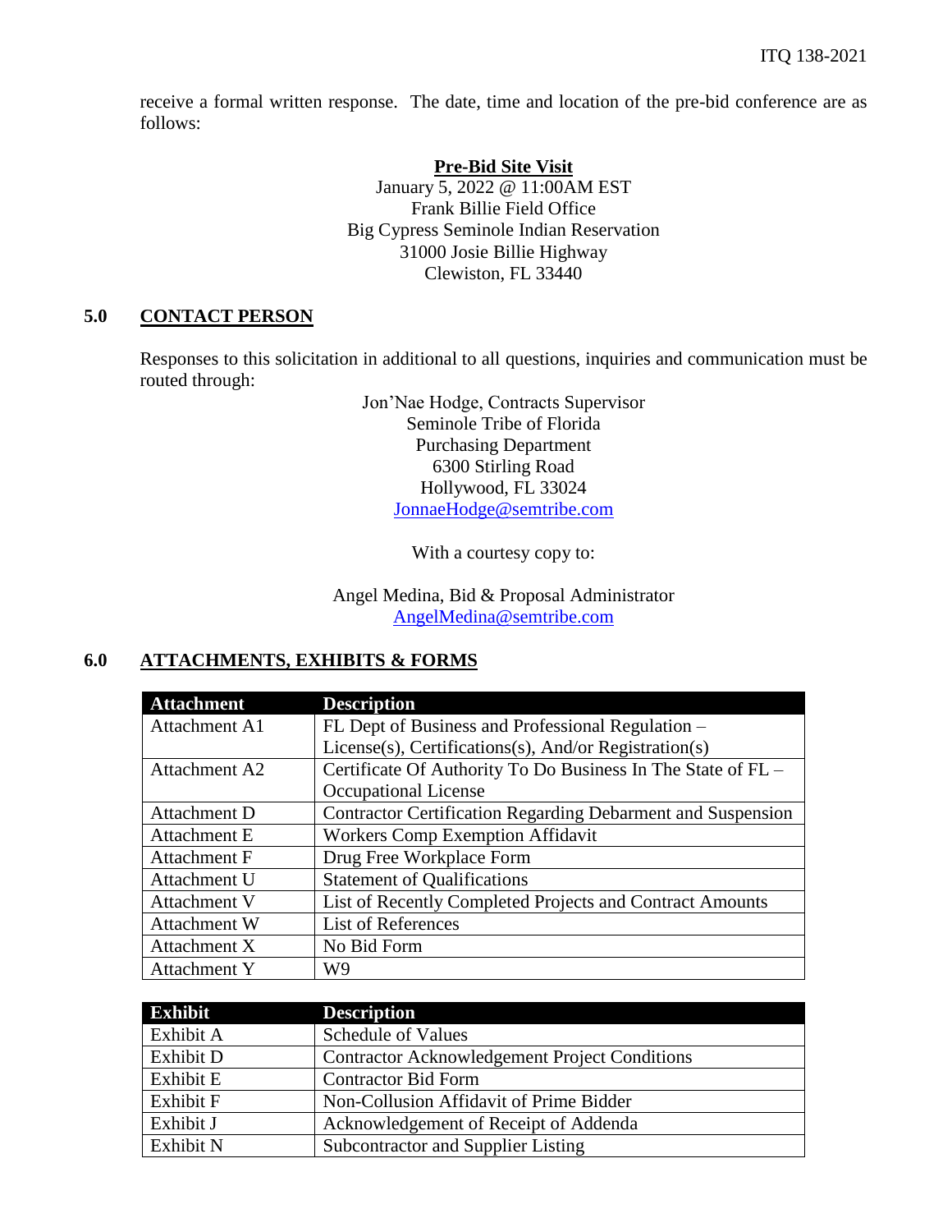receive a formal written response. The date, time and location of the pre-bid conference are as follows:

**Pre-Bid Site Visit**
January 5, 2022 @ 11:00AM EST
Frank Billie Field Office
Big Cypress Seminole Indian Reservation
31000 Josie Billie Highway
Clewiston, FL 33440

## 5.0 CONTACT PERSON

Responses to this solicitation in additional to all questions, inquiries and communication must be routed through:

Jon'Nae Hodge, Contracts Supervisor
Seminole Tribe of Florida
Purchasing Department
6300 Stirling Road
Hollywood, FL 33024
JonnaeHodge@semtribe.com

With a courtesy copy to:

Angel Medina, Bid & Proposal Administrator
AngelMedina@semtribe.com

## 6.0 ATTACHMENTS, EXHIBITS & FORMS

| Attachment | Description |
|---|---|
| Attachment A1 | FL Dept of Business and Professional Regulation – License(s), Certifications(s), And/or Registration(s) |
| Attachment A2 | Certificate Of Authority To Do Business In The State of FL – Occupational License |
| Attachment D | Contractor Certification Regarding Debarment and Suspension |
| Attachment E | Workers Comp Exemption Affidavit |
| Attachment F | Drug Free Workplace Form |
| Attachment U | Statement of Qualifications |
| Attachment V | List of Recently Completed Projects and Contract Amounts |
| Attachment W | List of References |
| Attachment X | No Bid Form |
| Attachment Y | W9 |

| Exhibit | Description |
|---|---|
| Exhibit A | Schedule of Values |
| Exhibit D | Contractor Acknowledgement Project Conditions |
| Exhibit E | Contractor Bid Form |
| Exhibit F | Non-Collusion Affidavit of Prime Bidder |
| Exhibit J | Acknowledgement of Receipt of Addenda |
| Exhibit N | Subcontractor and Supplier Listing |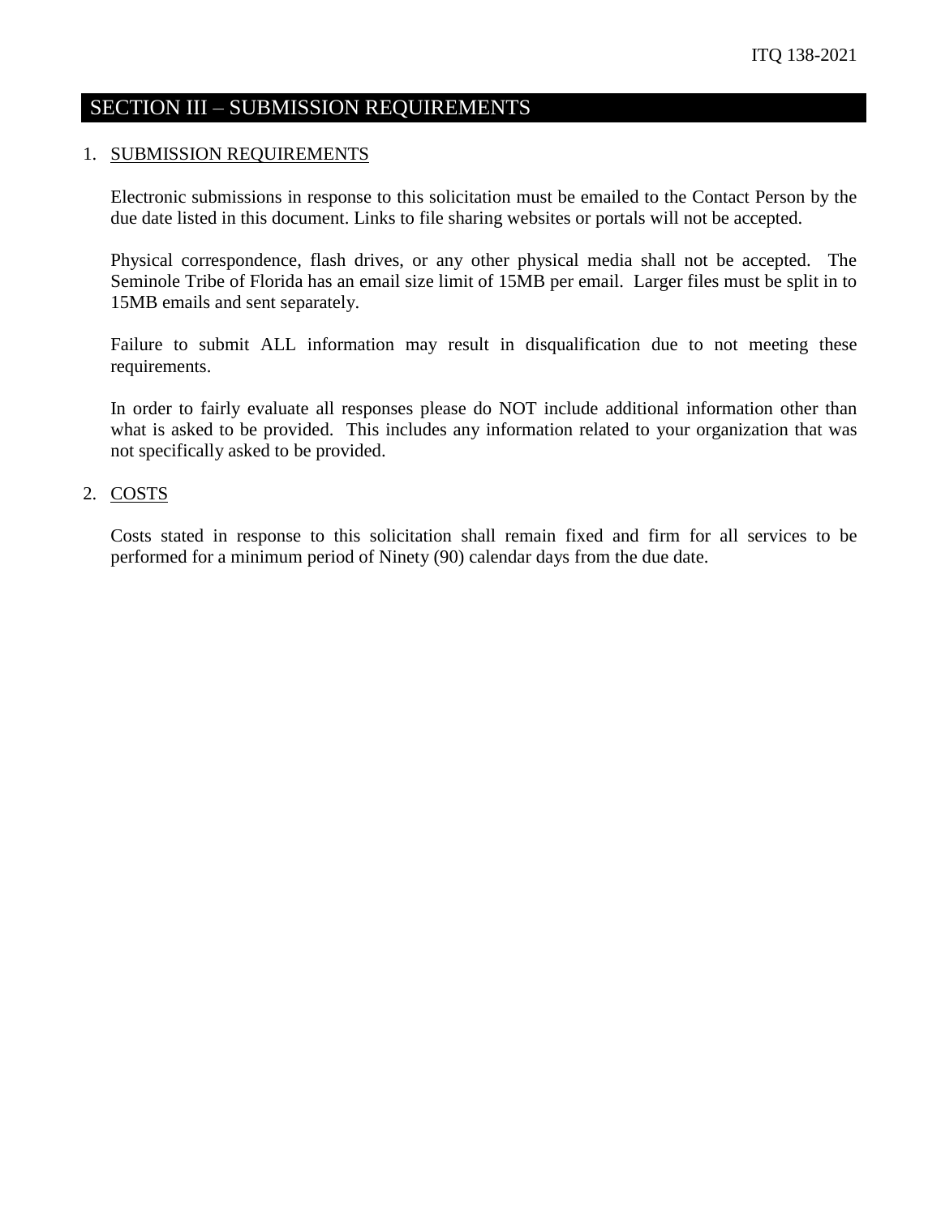## SECTION III – SUBMISSION REQUIREMENTS

1. SUBMISSION REQUIREMENTS

   Electronic submissions in response to this solicitation must be emailed to the Contact Person by the due date listed in this document. Links to file sharing websites or portals will not be accepted.

   Physical correspondence, flash drives, or any other physical media shall not be accepted. The Seminole Tribe of Florida has an email size limit of 15MB per email. Larger files must be split in to 15MB emails and sent separately.

   Failure to submit ALL information may result in disqualification due to not meeting these requirements.

   In order to fairly evaluate all responses please do NOT include additional information other than what is asked to be provided. This includes any information related to your organization that was not specifically asked to be provided.

2. COSTS

   Costs stated in response to this solicitation shall remain fixed and firm for all services to be performed for a minimum period of Ninety (90) calendar days from the due date.